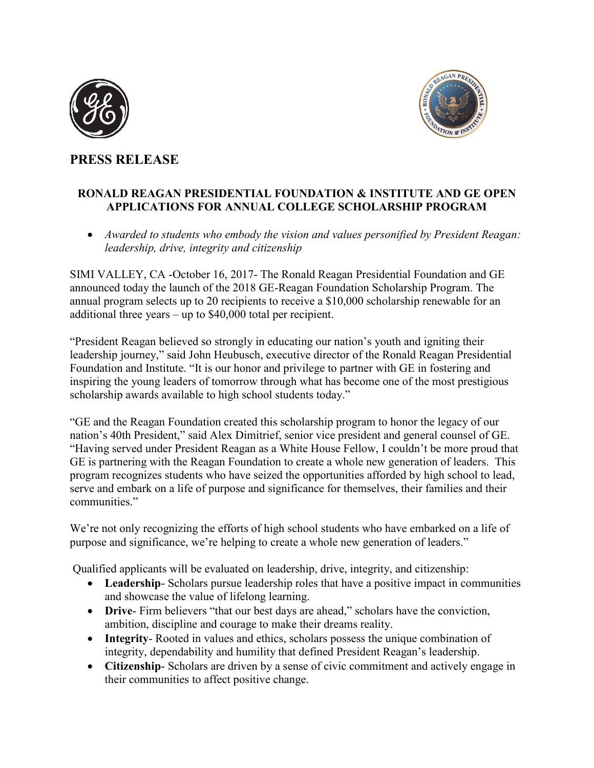# PRESS RELEASE

## RONALD REAGAN PRESIDENTIAL FOUNDATION & INSTITUTE AND GE OPEN APPLICATIONS FOR ANNUAL COLLEGE SCHOLARSHIP PROGRAM

- *Awarded to students who embody the vision and values personified by President Reagan: leadership, drive, integrity and citizenship*

SIMI VALLEY, CA -October 16, 2017- The Ronald Reagan Presidential Foundation and GE announced today the launch of the 2018 GE-Reagan Foundation Scholarship Program. The annual program selects up to 20 recipients to receive a $10,000 scholarship renewable for an additional three years – up to $40,000 total per recipient.

"President Reagan believed so strongly in educating our nation's youth and igniting their leadership journey," said John Heubusch, executive director of the Ronald Reagan Presidential Foundation and Institute. "It is our honor and privilege to partner with GE in fostering and inspiring the young leaders of tomorrow through what has become one of the most prestigious scholarship awards available to high school students today."

"GE and the Reagan Foundation created this scholarship program to honor the legacy of our nation's 40th President," said Alex Dimitrief, senior vice president and general counsel of GE. "Having served under President Reagan as a White House Fellow, I couldn't be more proud that GE is partnering with the Reagan Foundation to create a whole new generation of leaders. This program recognizes students who have seized the opportunities afforded by high school to lead, serve and embark on a life of purpose and significance for themselves, their families and their communities."

We're not only recognizing the efforts of high school students who have embarked on a life of purpose and significance, we're helping to create a whole new generation of leaders."

Qualified applicants will be evaluated on leadership, drive, integrity, and citizenship:

- **Leadership**- Scholars pursue leadership roles that have a positive impact in communities and showcase the value of lifelong learning.
- **Drive**- Firm believers "that our best days are ahead," scholars have the conviction, ambition, discipline and courage to make their dreams reality.
- **Integrity**- Rooted in values and ethics, scholars possess the unique combination of integrity, dependability and humility that defined President Reagan's leadership.
- **Citizenship**- Scholars are driven by a sense of civic commitment and actively engage in their communities to affect positive change.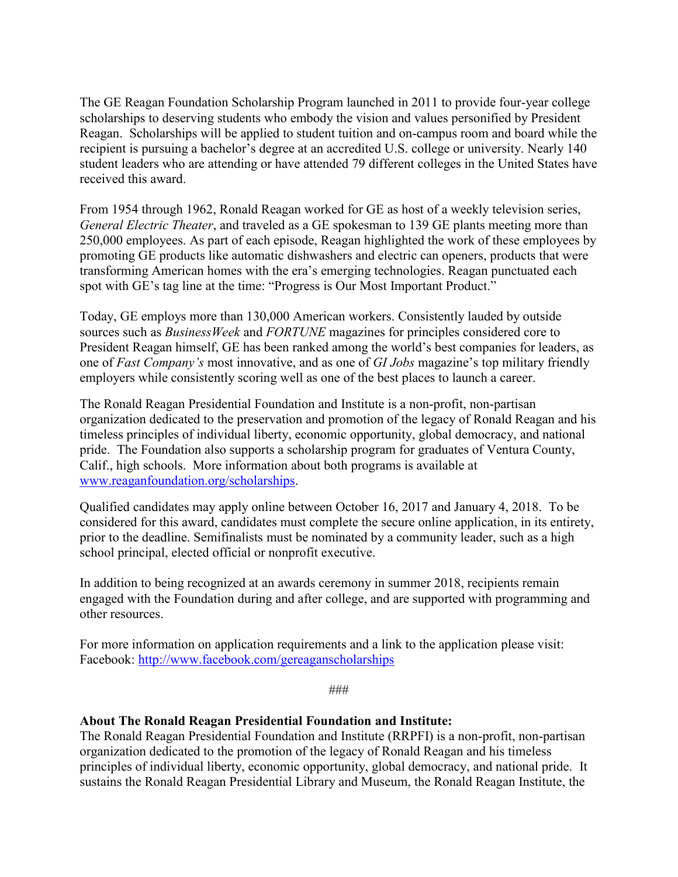The GE Reagan Foundation Scholarship Program launched in 2011 to provide four-year college scholarships to deserving students who embody the vision and values personified by President Reagan. Scholarships will be applied to student tuition and on-campus room and board while the recipient is pursuing a bachelor's degree at an accredited U.S. college or university. Nearly 140 student leaders who are attending or have attended 79 different colleges in the United States have received this award.

From 1954 through 1962, Ronald Reagan worked for GE as host of a weekly television series, *General Electric Theater*, and traveled as a GE spokesman to 139 GE plants meeting more than 250,000 employees. As part of each episode, Reagan highlighted the work of these employees by promoting GE products like automatic dishwashers and electric can openers, products that were transforming American homes with the era's emerging technologies. Reagan punctuated each spot with GE's tag line at the time: "Progress is Our Most Important Product."

Today, GE employs more than 130,000 American workers. Consistently lauded by outside sources such as *BusinessWeek* and *FORTUNE* magazines for principles considered core to President Reagan himself, GE has been ranked among the world's best companies for leaders, as one of *Fast Company's* most innovative, and as one of *GI Jobs* magazine's top military friendly employers while consistently scoring well as one of the best places to launch a career.

The Ronald Reagan Presidential Foundation and Institute is a non-profit, non-partisan organization dedicated to the preservation and promotion of the legacy of Ronald Reagan and his timeless principles of individual liberty, economic opportunity, global democracy, and national pride. The Foundation also supports a scholarship program for graduates of Ventura County, Calif., high schools. More information about both programs is available at [www.reaganfoundation.org/scholarships](http://www.reaganfoundation.org/scholarships).

Qualified candidates may apply online between October 16, 2017 and January 4, 2018. To be considered for this award, candidates must complete the secure online application, in its entirety, prior to the deadline. Semifinalists must be nominated by a community leader, such as a high school principal, elected official or nonprofit executive.

In addition to being recognized at an awards ceremony in summer 2018, recipients remain engaged with the Foundation during and after college, and are supported with programming and other resources.

For more information on application requirements and a link to the application please visit: Facebook: [http://www.facebook.com/gereaganscholarships](http://www.facebook.com/gereaganscholarships)

###

**About The Ronald Reagan Presidential Foundation and Institute:**
The Ronald Reagan Presidential Foundation and Institute (RRPFI) is a non-profit, non-partisan organization dedicated to the promotion of the legacy of Ronald Reagan and his timeless principles of individual liberty, economic opportunity, global democracy, and national pride. It sustains the Ronald Reagan Presidential Library and Museum, the Ronald Reagan Institute, the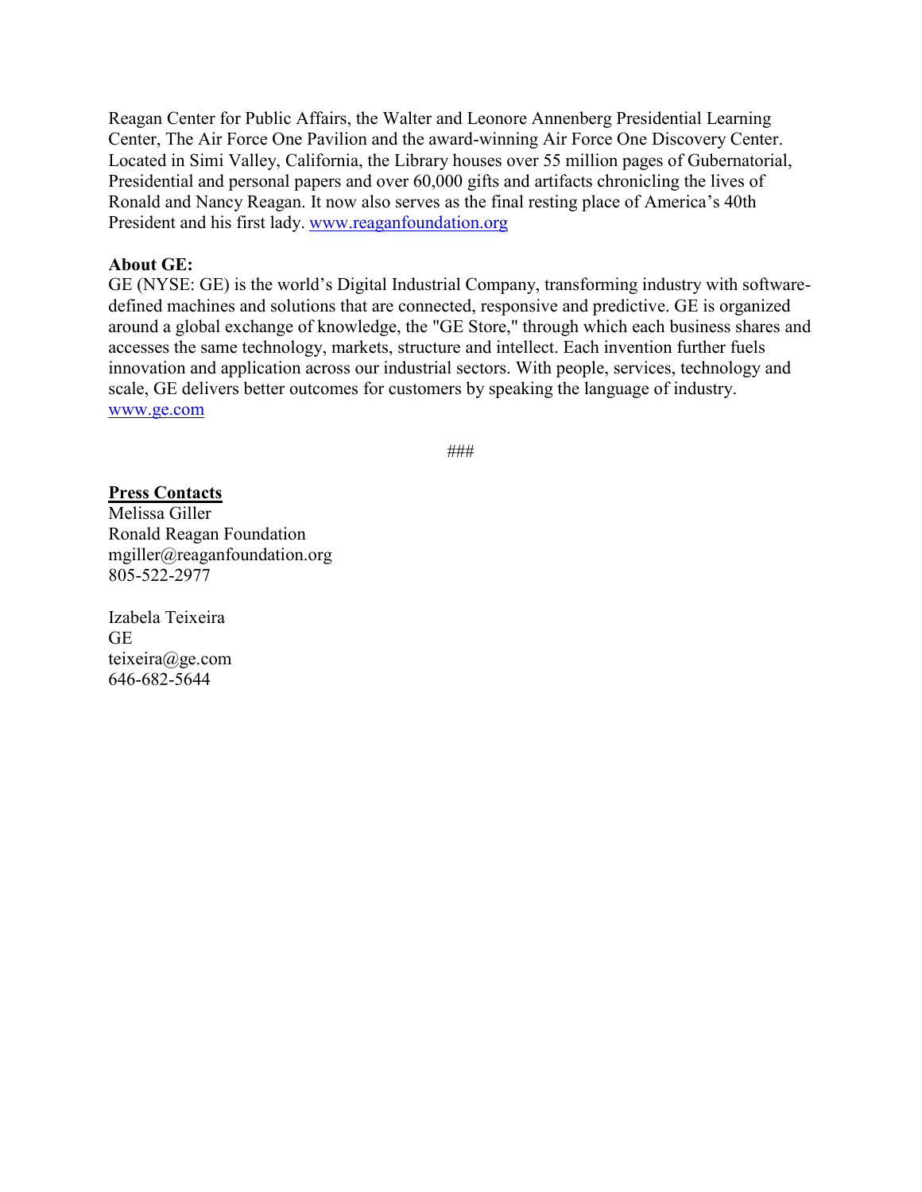Reagan Center for Public Affairs, the Walter and Leonore Annenberg Presidential Learning Center, The Air Force One Pavilion and the award-winning Air Force One Discovery Center. Located in Simi Valley, California, the Library houses over 55 million pages of Gubernatorial, Presidential and personal papers and over 60,000 gifts and artifacts chronicling the lives of Ronald and Nancy Reagan. It now also serves as the final resting place of America's 40th President and his first lady. www.reaganfoundation.org

**About GE:**
GE (NYSE: GE) is the world's Digital Industrial Company, transforming industry with software-defined machines and solutions that are connected, responsive and predictive. GE is organized around a global exchange of knowledge, the "GE Store," through which each business shares and accesses the same technology, markets, structure and intellect. Each invention further fuels innovation and application across our industrial sectors. With people, services, technology and scale, GE delivers better outcomes for customers by speaking the language of industry. www.ge.com

###

**Press Contacts**
Melissa Giller
Ronald Reagan Foundation
mgiller@reaganfoundation.org
805-522-2977

Izabela Teixeira
GE
teixeira@ge.com
646-682-5644